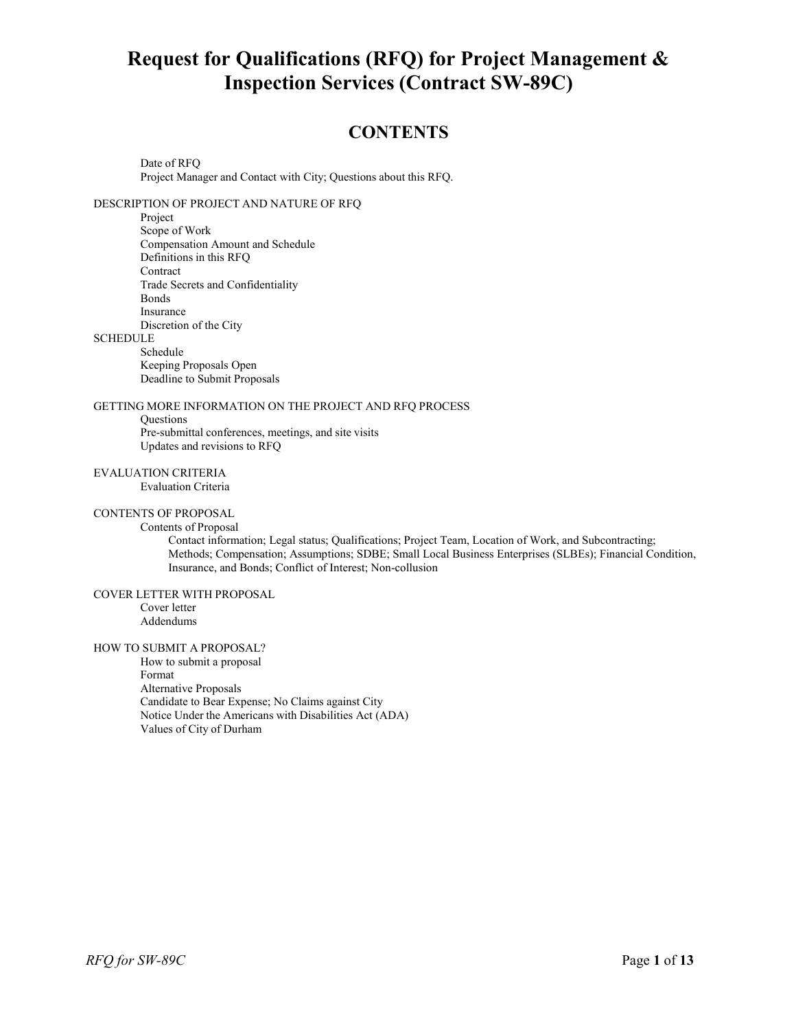# Request for Qualifications (RFQ) for Project Management & Inspection Services (Contract SW-89C)

## CONTENTS

- Date of RFQ
- Project Manager and Contact with City; Questions about this RFQ.

DESCRIPTION OF PROJECT AND NATURE OF RFQ

- Project
- Scope of Work
- Compensation Amount and Schedule
- Definitions in this RFQ
- Contract
- Trade Secrets and Confidentiality
- Bonds
- Insurance
- Discretion of the City

SCHEDULE

- Schedule
- Keeping Proposals Open
- Deadline to Submit Proposals

GETTING MORE INFORMATION ON THE PROJECT AND RFQ PROCESS

- Questions
- Pre-submittal conferences, meetings, and site visits
- Updates and revisions to RFQ

EVALUATION CRITERIA

- Evaluation Criteria

CONTENTS OF PROPOSAL

- Contents of Proposal
  - Contact information; Legal status; Qualifications; Project Team, Location of Work, and Subcontracting; Methods; Compensation; Assumptions; SDBE; Small Local Business Enterprises (SLBEs); Financial Condition, Insurance, and Bonds; Conflict of Interest; Non-collusion

COVER LETTER WITH PROPOSAL

- Cover letter
- Addendums

HOW TO SUBMIT A PROPOSAL?

- How to submit a proposal
- Format
- Alternative Proposals
- Candidate to Bear Expense; No Claims against City
- Notice Under the Americans with Disabilities Act (ADA)
- Values of City of Durham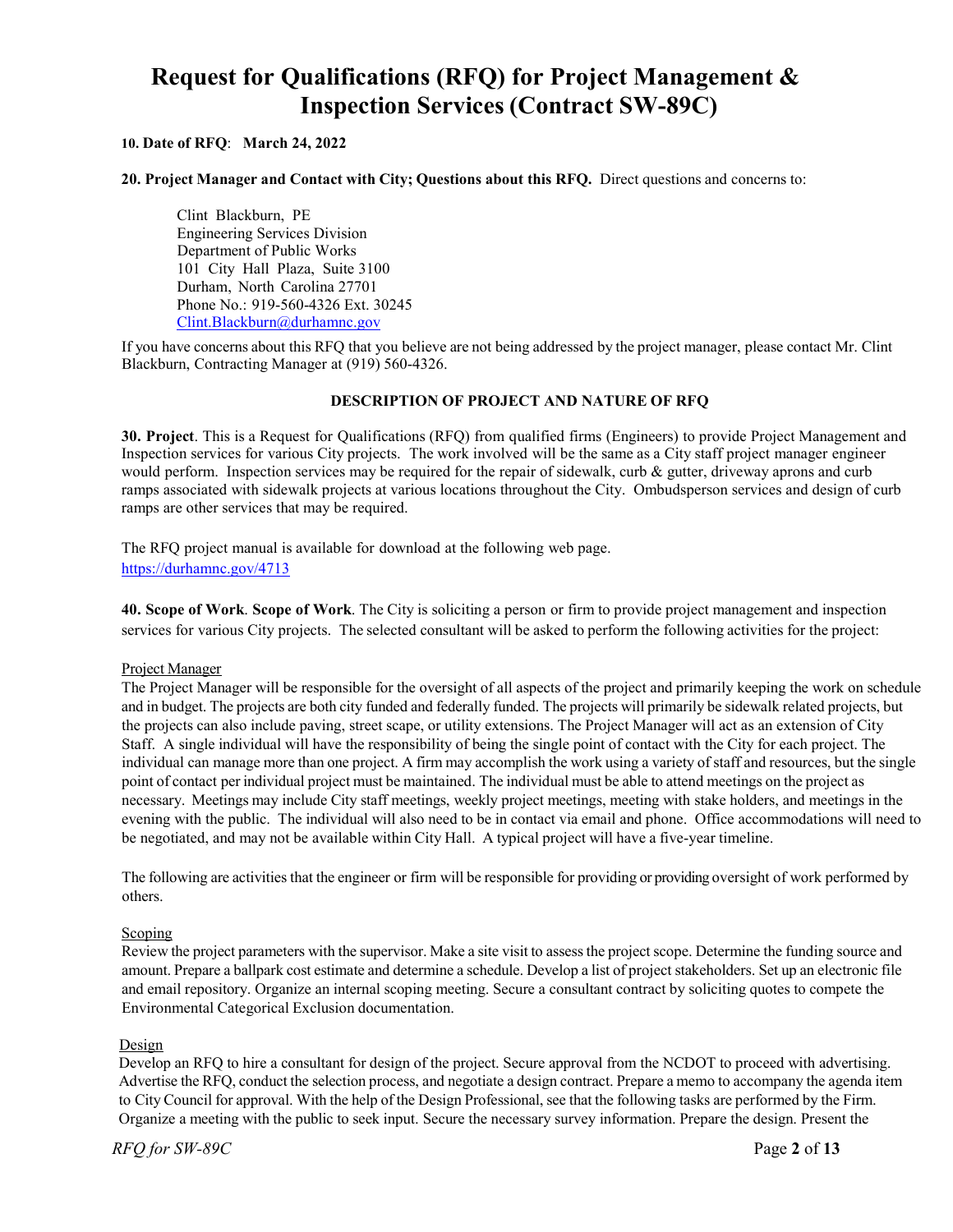# Request for Qualifications (RFQ) for Project Management & Inspection Services (Contract SW-89C)

**10. Date of RFQ**: **March 24, 2022**

**20. Project Manager and Contact with City; Questions about this RFQ.** Direct questions and concerns to:

> Clint Blackburn, PE
> Engineering Services Division
> Department of Public Works
> 101 City Hall Plaza, Suite 3100
> Durham, North Carolina 27701
> Phone No.: 919-560-4326 Ext. 30245
> Clint.Blackburn@durhamnc.gov

If you have concerns about this RFQ that you believe are not being addressed by the project manager, please contact Mr. Clint Blackburn, Contracting Manager at (919) 560-4326.

## DESCRIPTION OF PROJECT AND NATURE OF RFQ

**30. Project**. This is a Request for Qualifications (RFQ) from qualified firms (Engineers) to provide Project Management and Inspection services for various City projects. The work involved will be the same as a City staff project manager engineer would perform. Inspection services may be required for the repair of sidewalk, curb & gutter, driveway aprons and curb ramps associated with sidewalk projects at various locations throughout the City. Ombudsperson services and design of curb ramps are other services that may be required.

The RFQ project manual is available for download at the following web page.
https://durhamnc.gov/4713

**40. Scope of Work**. **Scope of Work**. The City is soliciting a person or firm to provide project management and inspection services for various City projects. The selected consultant will be asked to perform the following activities for the project:

Project Manager
The Project Manager will be responsible for the oversight of all aspects of the project and primarily keeping the work on schedule and in budget. The projects are both city funded and federally funded. The projects will primarily be sidewalk related projects, but the projects can also include paving, street scape, or utility extensions. The Project Manager will act as an extension of City Staff. A single individual will have the responsibility of being the single point of contact with the City for each project. The individual can manage more than one project. A firm may accomplish the work using a variety of staff and resources, but the single point of contact per individual project must be maintained. The individual must be able to attend meetings on the project as necessary. Meetings may include City staff meetings, weekly project meetings, meeting with stake holders, and meetings in the evening with the public. The individual will also need to be in contact via email and phone. Office accommodations will need to be negotiated, and may not be available within City Hall. A typical project will have a five-year timeline.

The following are activities that the engineer or firm will be responsible for providing or providing oversight of work performed by others.

Scoping
Review the project parameters with the supervisor. Make a site visit to assess the project scope. Determine the funding source and amount. Prepare a ballpark cost estimate and determine a schedule. Develop a list of project stakeholders. Set up an electronic file and email repository. Organize an internal scoping meeting. Secure a consultant contract by soliciting quotes to compete the Environmental Categorical Exclusion documentation.

Design
Develop an RFQ to hire a consultant for design of the project. Secure approval from the NCDOT to proceed with advertising. Advertise the RFQ, conduct the selection process, and negotiate a design contract. Prepare a memo to accompany the agenda item to City Council for approval. With the help of the Design Professional, see that the following tasks are performed by the Firm. Organize a meeting with the public to seek input. Secure the necessary survey information. Prepare the design. Present the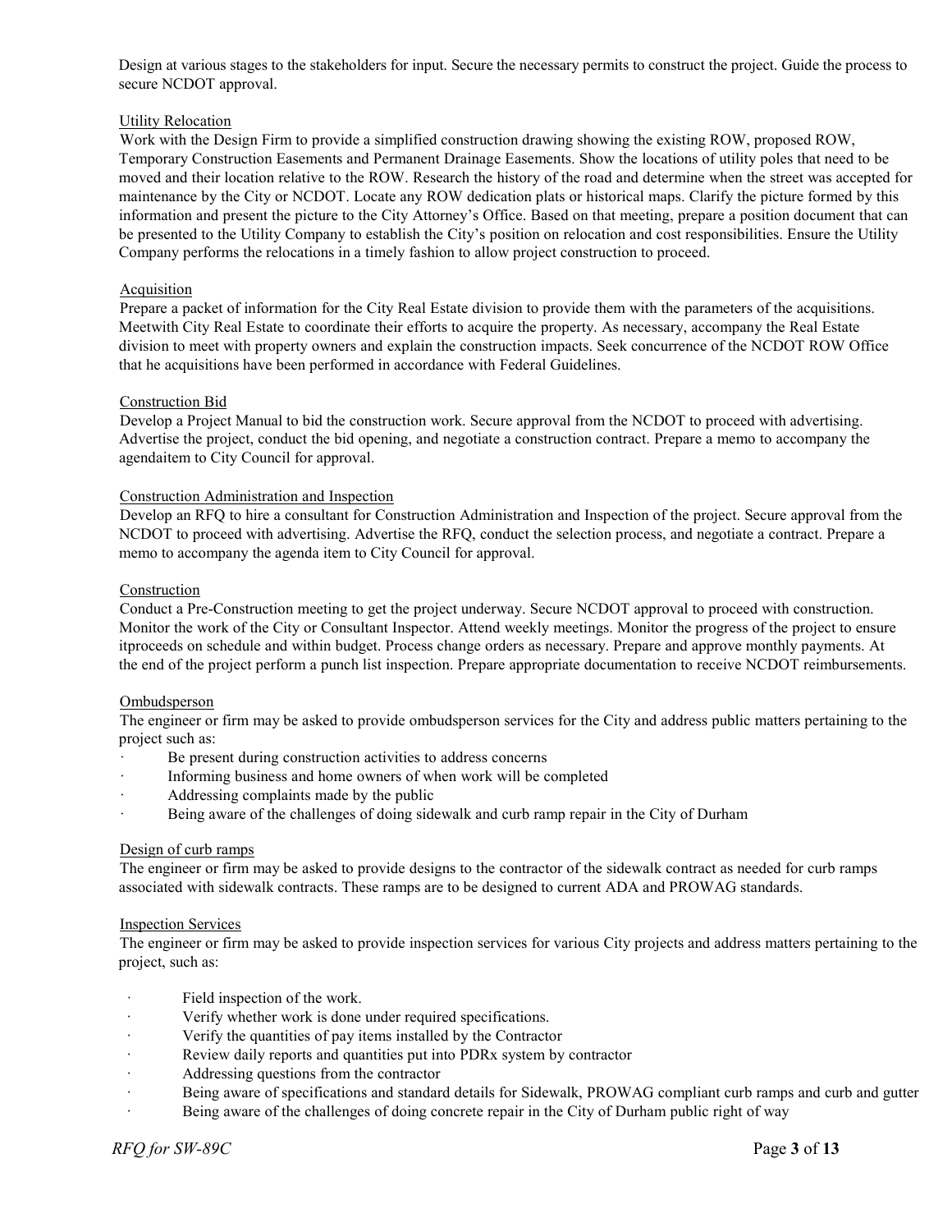Design at various stages to the stakeholders for input. Secure the necessary permits to construct the project. Guide the process to secure NCDOT approval.

Utility Relocation

Work with the Design Firm to provide a simplified construction drawing showing the existing ROW, proposed ROW, Temporary Construction Easements and Permanent Drainage Easements. Show the locations of utility poles that need to be moved and their location relative to the ROW. Research the history of the road and determine when the street was accepted for maintenance by the City or NCDOT. Locate any ROW dedication plats or historical maps. Clarify the picture formed by this information and present the picture to the City Attorney's Office. Based on that meeting, prepare a position document that can be presented to the Utility Company to establish the City's position on relocation and cost responsibilities. Ensure the Utility Company performs the relocations in a timely fashion to allow project construction to proceed.

Acquisition

Prepare a packet of information for the City Real Estate division to provide them with the parameters of the acquisitions. Meetwith City Real Estate to coordinate their efforts to acquire the property. As necessary, accompany the Real Estate division to meet with property owners and explain the construction impacts. Seek concurrence of the NCDOT ROW Office that he acquisitions have been performed in accordance with Federal Guidelines.

Construction Bid

Develop a Project Manual to bid the construction work. Secure approval from the NCDOT to proceed with advertising. Advertise the project, conduct the bid opening, and negotiate a construction contract. Prepare a memo to accompany the agendaitem to City Council for approval.

Construction Administration and Inspection

Develop an RFQ to hire a consultant for Construction Administration and Inspection of the project. Secure approval from the NCDOT to proceed with advertising. Advertise the RFQ, conduct the selection process, and negotiate a contract. Prepare a memo to accompany the agenda item to City Council for approval.

Construction

Conduct a Pre-Construction meeting to get the project underway. Secure NCDOT approval to proceed with construction. Monitor the work of the City or Consultant Inspector. Attend weekly meetings. Monitor the progress of the project to ensure itproceeds on schedule and within budget. Process change orders as necessary. Prepare and approve monthly payments. At the end of the project perform a punch list inspection. Prepare appropriate documentation to receive NCDOT reimbursements.

Ombudsperson

The engineer or firm may be asked to provide ombudsperson services for the City and address public matters pertaining to the project such as:

- Be present during construction activities to address concerns
- Informing business and home owners of when work will be completed
- Addressing complaints made by the public
- Being aware of the challenges of doing sidewalk and curb ramp repair in the City of Durham

Design of curb ramps

The engineer or firm may be asked to provide designs to the contractor of the sidewalk contract as needed for curb ramps associated with sidewalk contracts. These ramps are to be designed to current ADA and PROWAG standards.

Inspection Services

The engineer or firm may be asked to provide inspection services for various City projects and address matters pertaining to the project, such as:

- Field inspection of the work.
- Verify whether work is done under required specifications.
- Verify the quantities of pay items installed by the Contractor
- Review daily reports and quantities put into PDRx system by contractor
- Addressing questions from the contractor
- Being aware of specifications and standard details for Sidewalk, PROWAG compliant curb ramps and curb and gutter
- Being aware of the challenges of doing concrete repair in the City of Durham public right of way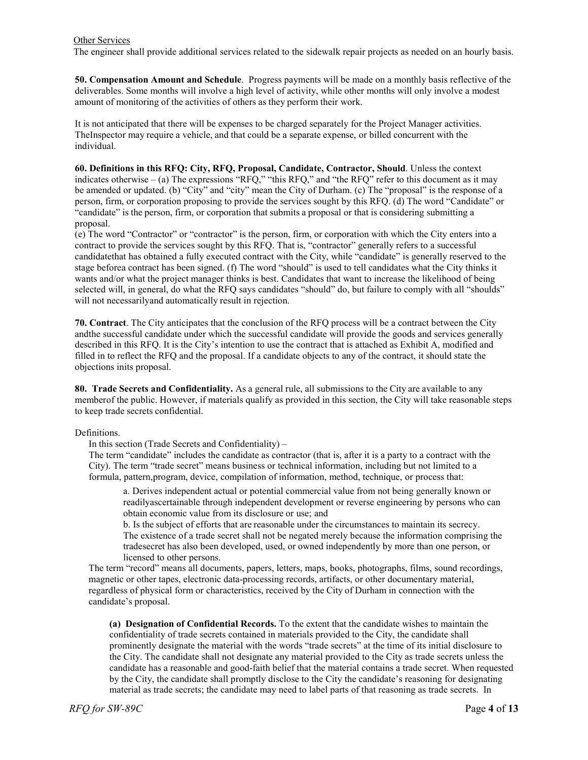Other Services

The engineer shall provide additional services related to the sidewalk repair projects as needed on an hourly basis.

**50. Compensation Amount and Schedule**. Progress payments will be made on a monthly basis reflective of the deliverables. Some months will involve a high level of activity, while other months will only involve a modest amount of monitoring of the activities of others as they perform their work.

It is not anticipated that there will be expenses to be charged separately for the Project Manager activities. TheInspector may require a vehicle, and that could be a separate expense, or billed concurrent with the individual.

**60. Definitions in this RFQ: City, RFQ, Proposal, Candidate, Contractor, Should**. Unless the context indicates otherwise – (a) The expressions "RFQ," "this RFQ," and "the RFQ" refer to this document as it may be amended or updated. (b) "City" and "city" mean the City of Durham. (c) The "proposal" is the response of a person, firm, or corporation proposing to provide the services sought by this RFQ. (d) The word "Candidate" or "candidate" is the person, firm, or corporation that submits a proposal or that is considering submitting a proposal.

(e) The word "Contractor" or "contractor" is the person, firm, or corporation with which the City enters into a contract to provide the services sought by this RFQ. That is, "contractor" generally refers to a successful candidatethat has obtained a fully executed contract with the City, while "candidate" is generally reserved to the stage beforea contract has been signed. (f) The word "should" is used to tell candidates what the City thinks it wants and/or what the project manager thinks is best. Candidates that want to increase the likelihood of being selected will, in general, do what the RFQ says candidates "should" do, but failure to comply with all "shoulds" will not necessarilyand automatically result in rejection.

**70. Contract**. The City anticipates that the conclusion of the RFQ process will be a contract between the City andthe successful candidate under which the successful candidate will provide the goods and services generally described in this RFQ. It is the City's intention to use the contract that is attached as Exhibit A, modified and filled in to reflect the RFQ and the proposal. If a candidate objects to any of the contract, it should state the objections inits proposal.

**80. Trade Secrets and Confidentiality.** As a general rule, all submissions to the City are available to any memberof the public. However, if materials qualify as provided in this section, the City will take reasonable steps to keep trade secrets confidential.

Definitions.

In this section (Trade Secrets and Confidentiality) –

The term "candidate" includes the candidate as contractor (that is, after it is a party to a contract with the City). The term "trade secret" means business or technical information, including but not limited to a formula, pattern,program, device, compilation of information, method, technique, or process that:

> a. Derives independent actual or potential commercial value from not being generally known or readilyascertainable through independent development or reverse engineering by persons who can obtain economic value from its disclosure or use; and
>
> b. Is the subject of efforts that are reasonable under the circumstances to maintain its secrecy. The existence of a trade secret shall not be negated merely because the information comprising the tradesecret has also been developed, used, or owned independently by more than one person, or licensed to other persons.

The term "record" means all documents, papers, letters, maps, books, photographs, films, sound recordings, magnetic or other tapes, electronic data-processing records, artifacts, or other documentary material, regardless of physical form or characteristics, received by the City of Durham in connection with the candidate's proposal.

**(a) Designation of Confidential Records.** To the extent that the candidate wishes to maintain the confidentiality of trade secrets contained in materials provided to the City, the candidate shall prominently designate the material with the words "trade secrets" at the time of its initial disclosure to the City. The candidate shall not designate any material provided to the City as trade secrets unless the candidate has a reasonable and good-faith belief that the material contains a trade secret. When requested by the City, the candidate shall promptly disclose to the City the candidate's reasoning for designating material as trade secrets; the candidate may need to label parts of that reasoning as trade secrets. In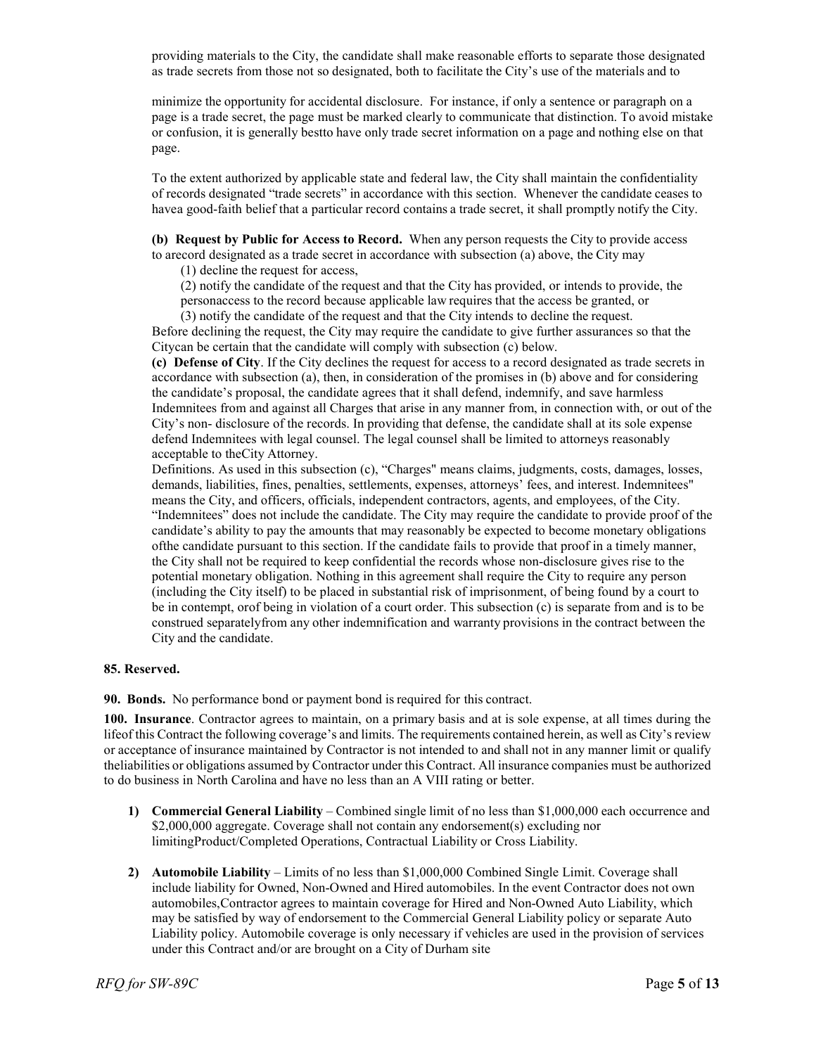providing materials to the City, the candidate shall make reasonable efforts to separate those designated as trade secrets from those not so designated, both to facilitate the City's use of the materials and to

minimize the opportunity for accidental disclosure. For instance, if only a sentence or paragraph on a page is a trade secret, the page must be marked clearly to communicate that distinction. To avoid mistake or confusion, it is generally bestto have only trade secret information on a page and nothing else on that page.

To the extent authorized by applicable state and federal law, the City shall maintain the confidentiality of records designated "trade secrets" in accordance with this section. Whenever the candidate ceases to havea good-faith belief that a particular record contains a trade secret, it shall promptly notify the City.

**(b) Request by Public for Access to Record.** When any person requests the City to provide access to arecord designated as a trade secret in accordance with subsection (a) above, the City may

(1) decline the request for access,

(2) notify the candidate of the request and that the City has provided, or intends to provide, the personaccess to the record because applicable law requires that the access be granted, or

(3) notify the candidate of the request and that the City intends to decline the request.

Before declining the request, the City may require the candidate to give further assurances so that the Citycan be certain that the candidate will comply with subsection (c) below.

**(c) Defense of City**. If the City declines the request for access to a record designated as trade secrets in accordance with subsection (a), then, in consideration of the promises in (b) above and for considering the candidate's proposal, the candidate agrees that it shall defend, indemnify, and save harmless Indemnitees from and against all Charges that arise in any manner from, in connection with, or out of the City's non- disclosure of the records. In providing that defense, the candidate shall at its sole expense defend Indemnitees with legal counsel. The legal counsel shall be limited to attorneys reasonably acceptable to theCity Attorney.

Definitions. As used in this subsection (c), "Charges" means claims, judgments, costs, damages, losses, demands, liabilities, fines, penalties, settlements, expenses, attorneys' fees, and interest. Indemnitees" means the City, and officers, officials, independent contractors, agents, and employees, of the City. "Indemnitees" does not include the candidate. The City may require the candidate to provide proof of the candidate's ability to pay the amounts that may reasonably be expected to become monetary obligations ofthe candidate pursuant to this section. If the candidate fails to provide that proof in a timely manner, the City shall not be required to keep confidential the records whose non-disclosure gives rise to the potential monetary obligation. Nothing in this agreement shall require the City to require any person (including the City itself) to be placed in substantial risk of imprisonment, of being found by a court to be in contempt, orof being in violation of a court order. This subsection (c) is separate from and is to be construed separatelyfrom any other indemnification and warranty provisions in the contract between the City and the candidate.

**85. Reserved.**

**90. Bonds.** No performance bond or payment bond is required for this contract.

**100. Insurance**. Contractor agrees to maintain, on a primary basis and at is sole expense, at all times during the lifeof this Contract the following coverage's and limits. The requirements contained herein, as well as City's review or acceptance of insurance maintained by Contractor is not intended to and shall not in any manner limit or qualify theliabilities or obligations assumed by Contractor under this Contract. All insurance companies must be authorized to do business in North Carolina and have no less than an A VIII rating or better.

1) **Commercial General Liability** – Combined single limit of no less than $1,000,000 each occurrence and $2,000,000 aggregate. Coverage shall not contain any endorsement(s) excluding nor limitingProduct/Completed Operations, Contractual Liability or Cross Liability.

2) **Automobile Liability** – Limits of no less than $1,000,000 Combined Single Limit. Coverage shall include liability for Owned, Non-Owned and Hired automobiles. In the event Contractor does not own automobiles,Contractor agrees to maintain coverage for Hired and Non-Owned Auto Liability, which may be satisfied by way of endorsement to the Commercial General Liability policy or separate Auto Liability policy. Automobile coverage is only necessary if vehicles are used in the provision of services under this Contract and/or are brought on a City of Durham site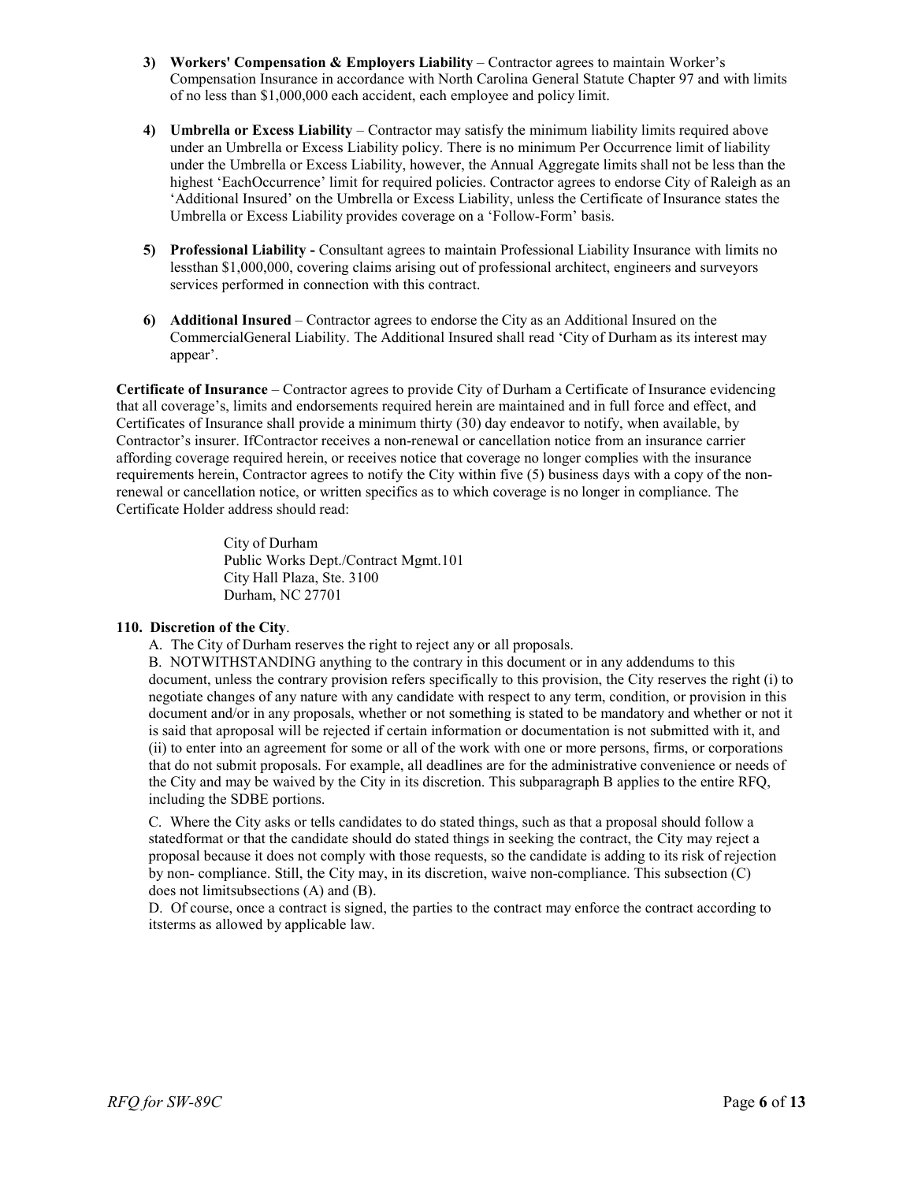3) **Workers' Compensation & Employers Liability** – Contractor agrees to maintain Worker's Compensation Insurance in accordance with North Carolina General Statute Chapter 97 and with limits of no less than $1,000,000 each accident, each employee and policy limit.

4) **Umbrella or Excess Liability** – Contractor may satisfy the minimum liability limits required above under an Umbrella or Excess Liability policy. There is no minimum Per Occurrence limit of liability under the Umbrella or Excess Liability, however, the Annual Aggregate limits shall not be less than the highest 'EachOccurrence' limit for required policies. Contractor agrees to endorse City of Raleigh as an 'Additional Insured' on the Umbrella or Excess Liability, unless the Certificate of Insurance states the Umbrella or Excess Liability provides coverage on a 'Follow-Form' basis.

5) **Professional Liability -** Consultant agrees to maintain Professional Liability Insurance with limits no lessthan $1,000,000, covering claims arising out of professional architect, engineers and surveyors services performed in connection with this contract.

6) **Additional Insured** – Contractor agrees to endorse the City as an Additional Insured on the CommercialGeneral Liability. The Additional Insured shall read 'City of Durham as its interest may appear'.

**Certificate of Insurance** – Contractor agrees to provide City of Durham a Certificate of Insurance evidencing that all coverage's, limits and endorsements required herein are maintained and in full force and effect, and Certificates of Insurance shall provide a minimum thirty (30) day endeavor to notify, when available, by Contractor's insurer. IfContractor receives a non-renewal or cancellation notice from an insurance carrier affording coverage required herein, or receives notice that coverage no longer complies with the insurance requirements herein, Contractor agrees to notify the City within five (5) business days with a copy of the non-renewal or cancellation notice, or written specifics as to which coverage is no longer in compliance. The Certificate Holder address should read:

City of Durham
Public Works Dept./Contract Mgmt.101
City Hall Plaza, Ste. 3100
Durham, NC 27701

**110. Discretion of the City**.

A. The City of Durham reserves the right to reject any or all proposals.

B. NOTWITHSTANDING anything to the contrary in this document or in any addendums to this document, unless the contrary provision refers specifically to this provision, the City reserves the right (i) to negotiate changes of any nature with any candidate with respect to any term, condition, or provision in this document and/or in any proposals, whether or not something is stated to be mandatory and whether or not it is said that aproposal will be rejected if certain information or documentation is not submitted with it, and (ii) to enter into an agreement for some or all of the work with one or more persons, firms, or corporations that do not submit proposals. For example, all deadlines are for the administrative convenience or needs of the City and may be waived by the City in its discretion. This subparagraph B applies to the entire RFQ, including the SDBE portions.

C. Where the City asks or tells candidates to do stated things, such as that a proposal should follow a statedformat or that the candidate should do stated things in seeking the contract, the City may reject a proposal because it does not comply with those requests, so the candidate is adding to its risk of rejection by non- compliance. Still, the City may, in its discretion, waive non-compliance. This subsection (C) does not limitsubsections (A) and (B).

D. Of course, once a contract is signed, the parties to the contract may enforce the contract according to itsterms as allowed by applicable law.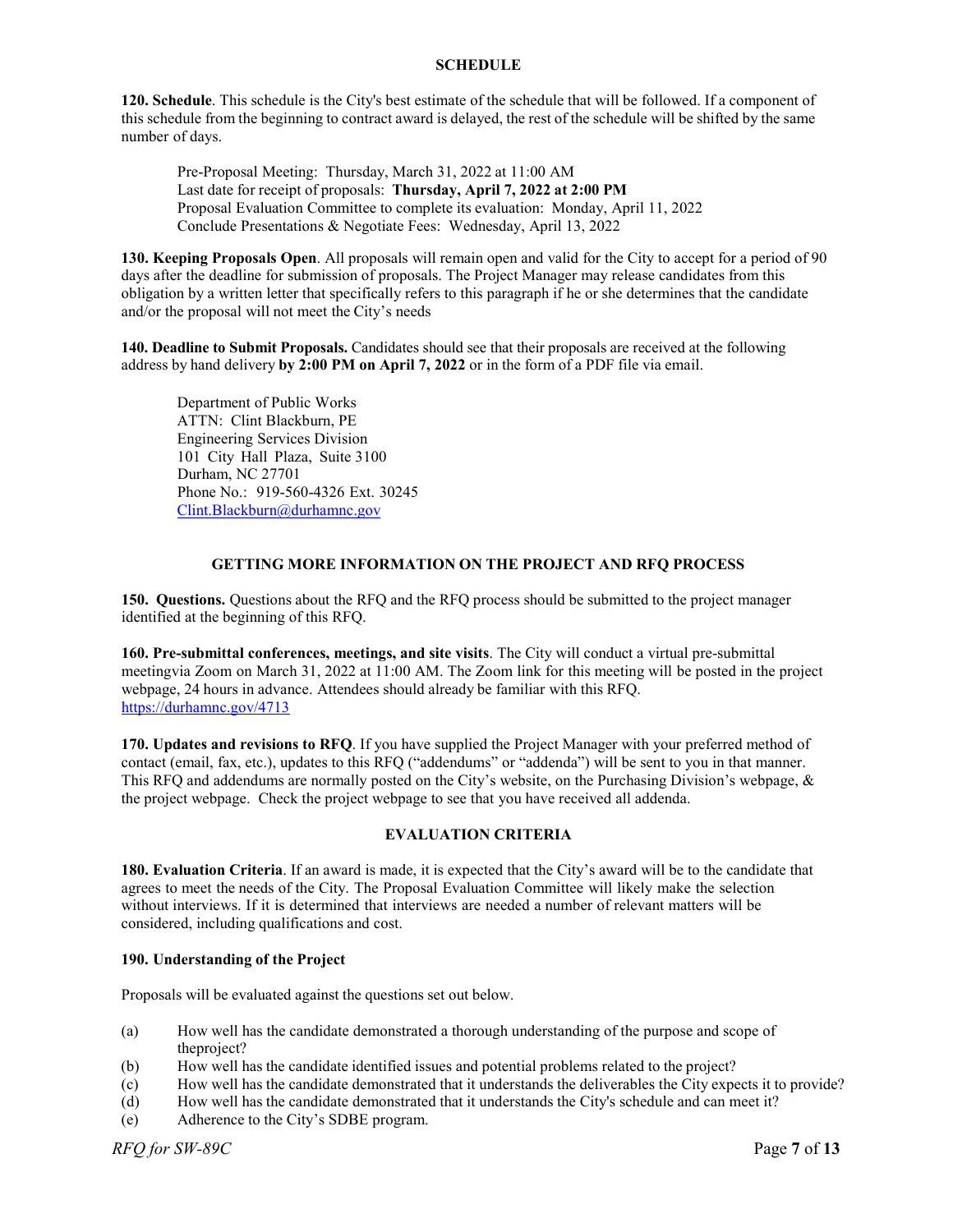## SCHEDULE

**120. Schedule**. This schedule is the City's best estimate of the schedule that will be followed. If a component of this schedule from the beginning to contract award is delayed, the rest of the schedule will be shifted by the same number of days.

> Pre-Proposal Meeting: Thursday, March 31, 2022 at 11:00 AM
> Last date for receipt of proposals: **Thursday, April 7, 2022 at 2:00 PM**
> Proposal Evaluation Committee to complete its evaluation: Monday, April 11, 2022
> Conclude Presentations & Negotiate Fees: Wednesday, April 13, 2022

**130. Keeping Proposals Open**. All proposals will remain open and valid for the City to accept for a period of 90 days after the deadline for submission of proposals. The Project Manager may release candidates from this obligation by a written letter that specifically refers to this paragraph if he or she determines that the candidate and/or the proposal will not meet the City's needs

**140. Deadline to Submit Proposals.** Candidates should see that their proposals are received at the following address by hand delivery **by 2:00 PM on April 7, 2022** or in the form of a PDF file via email.

> Department of Public Works
> ATTN: Clint Blackburn, PE
> Engineering Services Division
> 101 City Hall Plaza, Suite 3100
> Durham, NC 27701
> Phone No.: 919-560-4326 Ext. 30245
> Clint.Blackburn@durhamnc.gov

## GETTING MORE INFORMATION ON THE PROJECT AND RFQ PROCESS

**150. Questions.** Questions about the RFQ and the RFQ process should be submitted to the project manager identified at the beginning of this RFQ.

**160. Pre-submittal conferences, meetings, and site visits**. The City will conduct a virtual pre-submittal meetingvia Zoom on March 31, 2022 at 11:00 AM. The Zoom link for this meeting will be posted in the project webpage, 24 hours in advance. Attendees should already be familiar with this RFQ. https://durhamnc.gov/4713

**170. Updates and revisions to RFQ**. If you have supplied the Project Manager with your preferred method of contact (email, fax, etc.), updates to this RFQ ("addendums" or "addenda") will be sent to you in that manner. This RFQ and addendums are normally posted on the City's website, on the Purchasing Division's webpage, & the project webpage. Check the project webpage to see that you have received all addenda.

## EVALUATION CRITERIA

**180. Evaluation Criteria**. If an award is made, it is expected that the City's award will be to the candidate that agrees to meet the needs of the City. The Proposal Evaluation Committee will likely make the selection without interviews. If it is determined that interviews are needed a number of relevant matters will be considered, including qualifications and cost.

**190. Understanding of the Project**

Proposals will be evaluated against the questions set out below.

- (a) How well has the candidate demonstrated a thorough understanding of the purpose and scope of theproject?
- (b) How well has the candidate identified issues and potential problems related to the project?
- (c) How well has the candidate demonstrated that it understands the deliverables the City expects it to provide?
- (d) How well has the candidate demonstrated that it understands the City's schedule and can meet it?
- (e) Adherence to the City's SDBE program.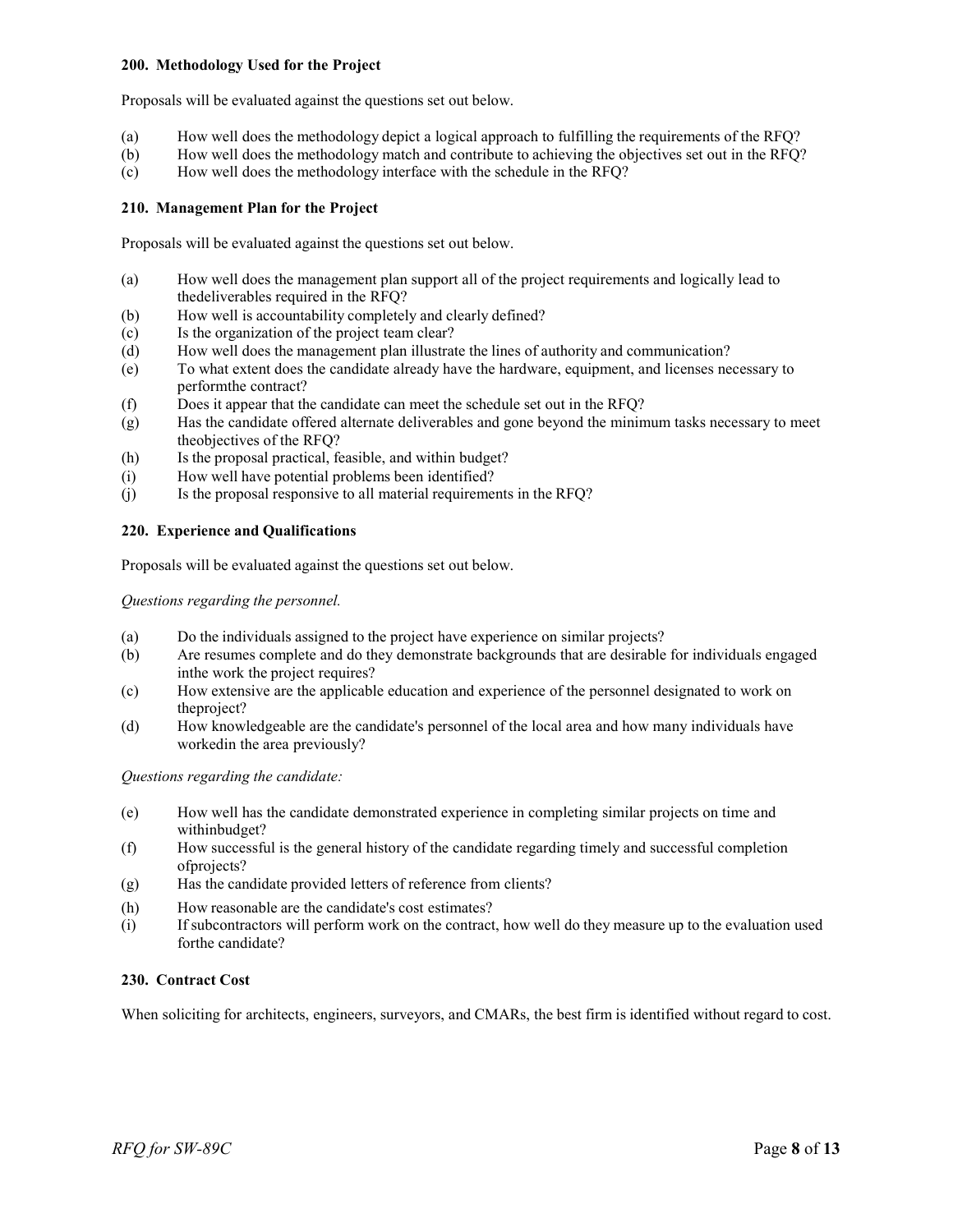**200. Methodology Used for the Project**

Proposals will be evaluated against the questions set out below.

(a) How well does the methodology depict a logical approach to fulfilling the requirements of the RFQ?
(b) How well does the methodology match and contribute to achieving the objectives set out in the RFQ?
(c) How well does the methodology interface with the schedule in the RFQ?

**210. Management Plan for the Project**

Proposals will be evaluated against the questions set out below.

(a) How well does the management plan support all of the project requirements and logically lead to thedeliverables required in the RFQ?
(b) How well is accountability completely and clearly defined?
(c) Is the organization of the project team clear?
(d) How well does the management plan illustrate the lines of authority and communication?
(e) To what extent does the candidate already have the hardware, equipment, and licenses necessary to performthe contract?
(f) Does it appear that the candidate can meet the schedule set out in the RFQ?
(g) Has the candidate offered alternate deliverables and gone beyond the minimum tasks necessary to meet theobjectives of the RFQ?
(h) Is the proposal practical, feasible, and within budget?
(i) How well have potential problems been identified?
(j) Is the proposal responsive to all material requirements in the RFQ?

**220. Experience and Qualifications**

Proposals will be evaluated against the questions set out below.

*Questions regarding the personnel.*

(a) Do the individuals assigned to the project have experience on similar projects?
(b) Are resumes complete and do they demonstrate backgrounds that are desirable for individuals engaged inthe work the project requires?
(c) How extensive are the applicable education and experience of the personnel designated to work on theproject?
(d) How knowledgeable are the candidate's personnel of the local area and how many individuals have workedin the area previously?

*Questions regarding the candidate:*

(e) How well has the candidate demonstrated experience in completing similar projects on time and withinbudget?
(f) How successful is the general history of the candidate regarding timely and successful completion ofprojects?
(g) Has the candidate provided letters of reference from clients?
(h) How reasonable are the candidate's cost estimates?
(i) If subcontractors will perform work on the contract, how well do they measure up to the evaluation used forthe candidate?

**230. Contract Cost**

When soliciting for architects, engineers, surveyors, and CMARs, the best firm is identified without regard to cost.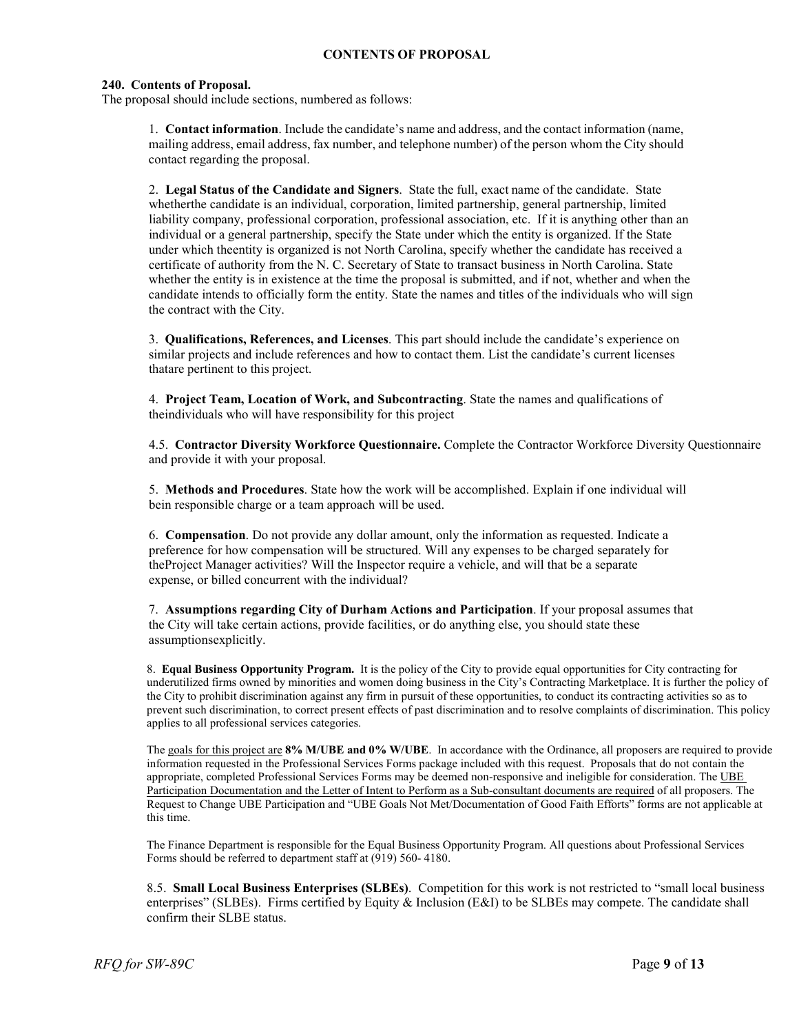## CONTENTS OF PROPOSAL

### 240. Contents of Proposal.

The proposal should include sections, numbered as follows:

1. **Contact information**. Include the candidate's name and address, and the contact information (name, mailing address, email address, fax number, and telephone number) of the person whom the City should contact regarding the proposal.

2. **Legal Status of the Candidate and Signers**. State the full, exact name of the candidate. State whetherthe candidate is an individual, corporation, limited partnership, general partnership, limited liability company, professional corporation, professional association, etc. If it is anything other than an individual or a general partnership, specify the State under which the entity is organized. If the State under which theentity is organized is not North Carolina, specify whether the candidate has received a certificate of authority from the N. C. Secretary of State to transact business in North Carolina. State whether the entity is in existence at the time the proposal is submitted, and if not, whether and when the candidate intends to officially form the entity. State the names and titles of the individuals who will sign the contract with the City.

3. **Qualifications, References, and Licenses**. This part should include the candidate's experience on similar projects and include references and how to contact them. List the candidate's current licenses thatare pertinent to this project.

4. **Project Team, Location of Work, and Subcontracting**. State the names and qualifications of theindividuals who will have responsibility for this project

4.5. **Contractor Diversity Workforce Questionnaire.** Complete the Contractor Workforce Diversity Questionnaire and provide it with your proposal.

5. **Methods and Procedures**. State how the work will be accomplished. Explain if one individual will bein responsible charge or a team approach will be used.

6. **Compensation**. Do not provide any dollar amount, only the information as requested. Indicate a preference for how compensation will be structured. Will any expenses to be charged separately for theProject Manager activities? Will the Inspector require a vehicle, and will that be a separate expense, or billed concurrent with the individual?

7. **Assumptions regarding City of Durham Actions and Participation**. If your proposal assumes that the City will take certain actions, provide facilities, or do anything else, you should state these assumptionsexplicitly.

8. **Equal Business Opportunity Program.** It is the policy of the City to provide equal opportunities for City contracting for underutilized firms owned by minorities and women doing business in the City's Contracting Marketplace. It is further the policy of the City to prohibit discrimination against any firm in pursuit of these opportunities, to conduct its contracting activities so as to prevent such discrimination, to correct present effects of past discrimination and to resolve complaints of discrimination. This policy applies to all professional services categories.

The goals for this project are **8% M/UBE and 0% W/UBE**. In accordance with the Ordinance, all proposers are required to provide information requested in the Professional Services Forms package included with this request. Proposals that do not contain the appropriate, completed Professional Services Forms may be deemed non-responsive and ineligible for consideration. The UBE Participation Documentation and the Letter of Intent to Perform as a Sub-consultant documents are required of all proposers. The Request to Change UBE Participation and "UBE Goals Not Met/Documentation of Good Faith Efforts" forms are not applicable at this time.

The Finance Department is responsible for the Equal Business Opportunity Program. All questions about Professional Services Forms should be referred to department staff at (919) 560- 4180.

8.5. **Small Local Business Enterprises (SLBEs)**. Competition for this work is not restricted to "small local business enterprises" (SLBEs). Firms certified by Equity & Inclusion (E&I) to be SLBEs may compete. The candidate shall confirm their SLBE status.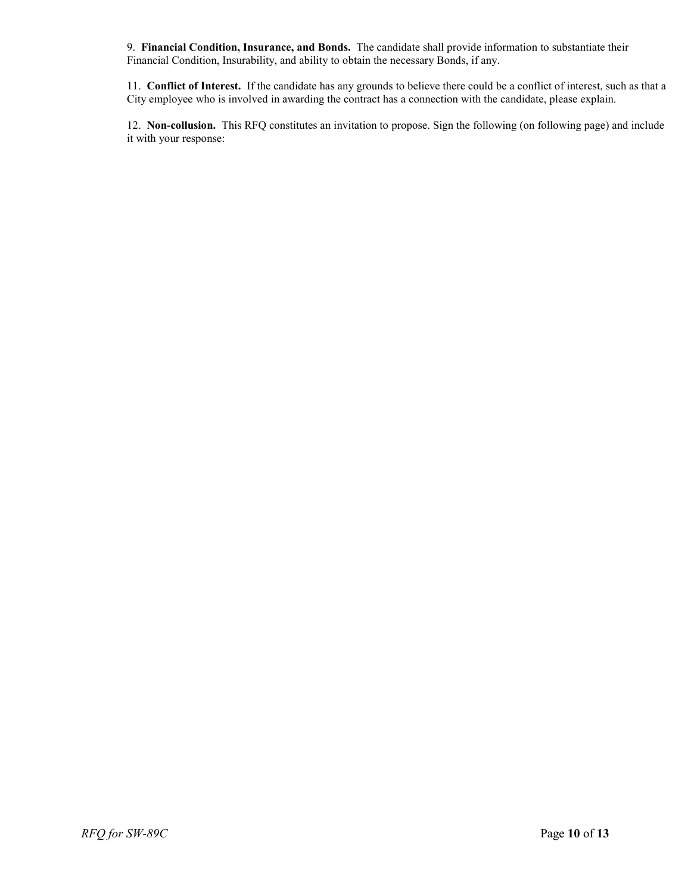9. **Financial Condition, Insurance, and Bonds.** The candidate shall provide information to substantiate their Financial Condition, Insurability, and ability to obtain the necessary Bonds, if any.

11. **Conflict of Interest.** If the candidate has any grounds to believe there could be a conflict of interest, such as that a City employee who is involved in awarding the contract has a connection with the candidate, please explain.

12. **Non-collusion.** This RFQ constitutes an invitation to propose. Sign the following (on following page) and include it with your response: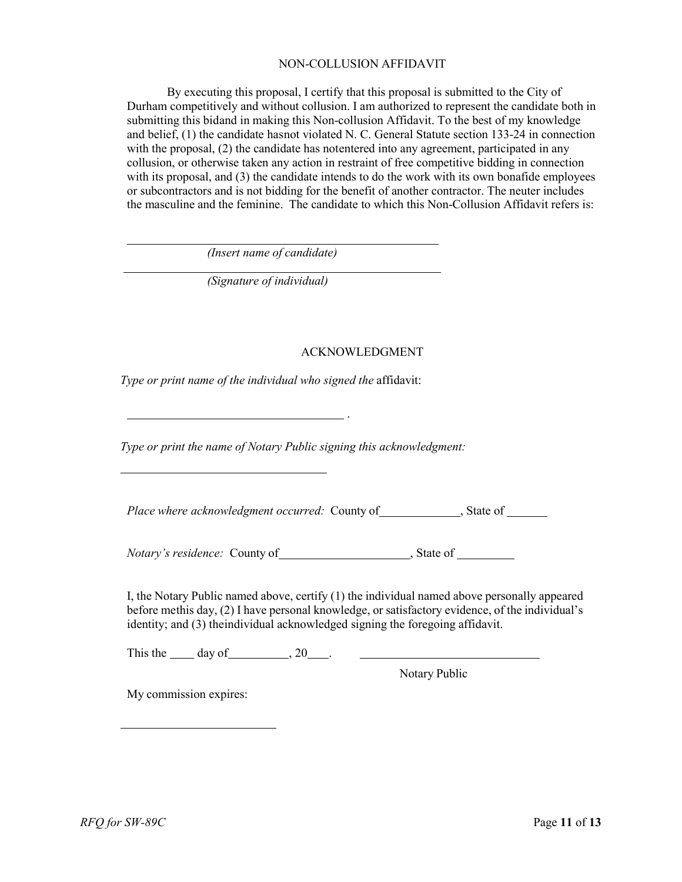# NON-COLLUSION AFFIDAVIT

By executing this proposal, I certify that this proposal is submitted to the City of Durham competitively and without collusion. I am authorized to represent the candidate both in submitting this bidand in making this Non-collusion Affidavit. To the best of my knowledge and belief, (1) the candidate hasnot violated N. C. General Statute section 133-24 in connection with the proposal, (2) the candidate has notentered into any agreement, participated in any collusion, or otherwise taken any action in restraint of free competitive bidding in connection with its proposal, and (3) the candidate intends to do the work with its own bonafide employees or subcontractors and is not bidding for the benefit of another contractor. The neuter includes the masculine and the feminine. The candidate to which this Non-Collusion Affidavit refers is:

\_\_\_\_\_\_\_\_\_\_\_\_\_\_\_\_\_\_\_\_\_\_\_\_\_\_\_\_\_\_\_\_\_\_\_\_\_\_\_\_

*(Insert name of candidate)*

\_\_\_\_\_\_\_\_\_\_\_\_\_\_\_\_\_\_\_\_\_\_\_\_\_\_\_\_\_\_\_\_\_\_\_\_\_\_\_\_

*(Signature of individual)*

## ACKNOWLEDGMENT

*Type or print name of the individual who signed the* affidavit:

\_\_\_\_\_\_\_\_\_\_\_\_\_\_\_\_\_\_\_\_\_\_\_\_\_\_\_\_ .

*Type or print the name of Notary Public signing this acknowledgment:*

\_\_\_\_\_\_\_\_\_\_\_\_\_\_\_\_\_\_\_\_\_\_\_\_\_\_\_\_

*Place where acknowledgment occurred:* County of\_\_\_\_\_\_\_\_\_\_, State of \_\_\_\_\_\_

*Notary's residence:* County of\_\_\_\_\_\_\_\_\_\_\_\_\_\_\_\_, State of \_\_\_\_\_\_\_\_

I, the Notary Public named above, certify (1) the individual named above personally appeared before methis day, (2) I have personal knowledge, or satisfactory evidence, of the individual's identity; and (3) theindividual acknowledged signing the foregoing affidavit.

This the \_\_\_\_ day of\_\_\_\_\_\_\_\_\_\_, 20\_\_\_\_. \_\_\_\_\_\_\_\_\_\_\_\_\_\_\_\_\_\_\_\_\_\_\_\_

Notary Public

My commission expires:

\_\_\_\_\_\_\_\_\_\_\_\_\_\_\_\_\_\_\_\_\_\_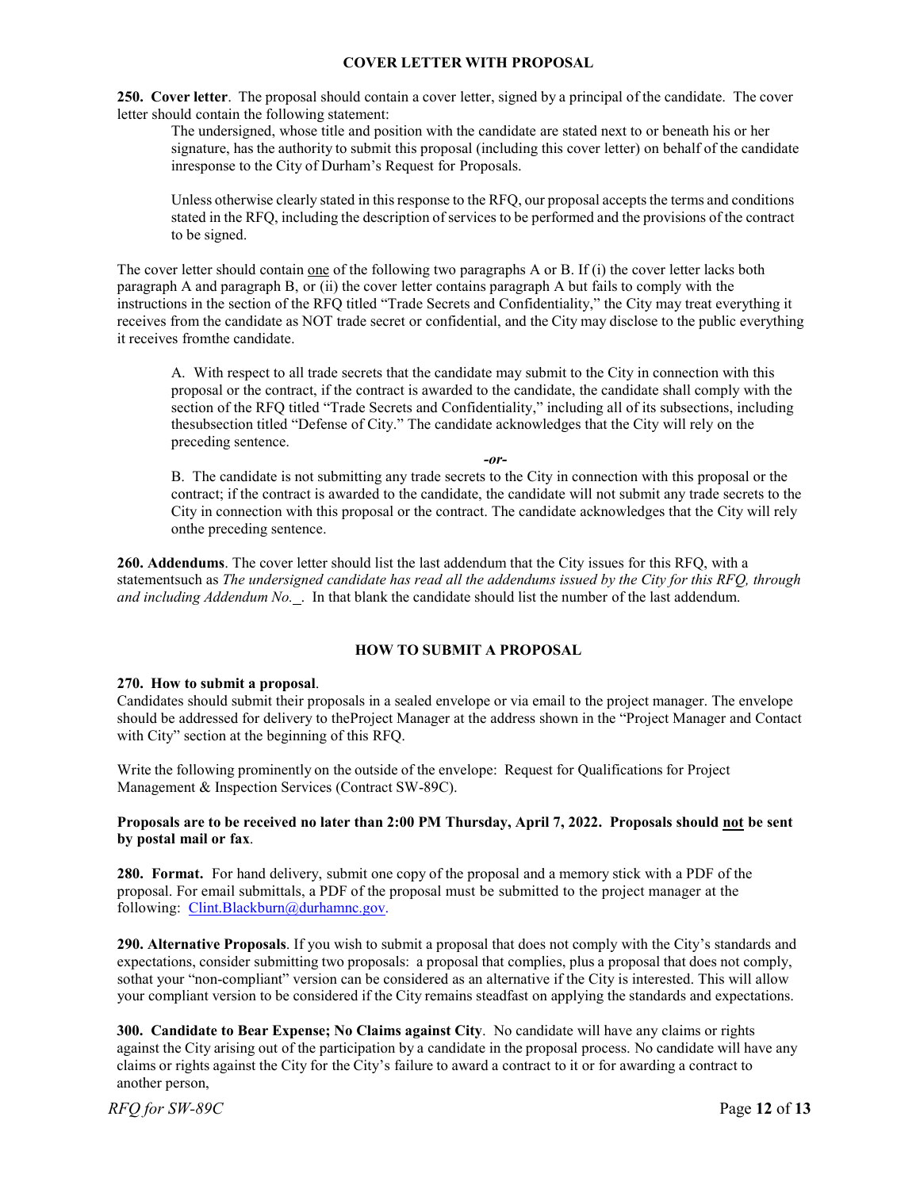## COVER LETTER WITH PROPOSAL

**250. Cover letter**. The proposal should contain a cover letter, signed by a principal of the candidate. The cover letter should contain the following statement:

> The undersigned, whose title and position with the candidate are stated next to or beneath his or her signature, has the authority to submit this proposal (including this cover letter) on behalf of the candidate inresponse to the City of Durham's Request for Proposals.
>
> Unless otherwise clearly stated in this response to the RFQ, our proposal accepts the terms and conditions stated in the RFQ, including the description of services to be performed and the provisions of the contract to be signed.

The cover letter should contain one of the following two paragraphs A or B. If (i) the cover letter lacks both paragraph A and paragraph B, or (ii) the cover letter contains paragraph A but fails to comply with the instructions in the section of the RFQ titled "Trade Secrets and Confidentiality," the City may treat everything it receives from the candidate as NOT trade secret or confidential, and the City may disclose to the public everything it receives fromthe candidate.

> A. With respect to all trade secrets that the candidate may submit to the City in connection with this proposal or the contract, if the contract is awarded to the candidate, the candidate shall comply with the section of the RFQ titled "Trade Secrets and Confidentiality," including all of its subsections, including thesubsection titled "Defense of City." The candidate acknowledges that the City will rely on the preceding sentence.
>
> ***-or-***
>
> B. The candidate is not submitting any trade secrets to the City in connection with this proposal or the contract; if the contract is awarded to the candidate, the candidate will not submit any trade secrets to the City in connection with this proposal or the contract. The candidate acknowledges that the City will rely onthe preceding sentence.

**260. Addendums**. The cover letter should list the last addendum that the City issues for this RFQ, with a statementsuch as *The undersigned candidate has read all the addendums issued by the City for this RFQ, through and including Addendum No.* \_. In that blank the candidate should list the number of the last addendum.

## HOW TO SUBMIT A PROPOSAL

**270. How to submit a proposal**.
Candidates should submit their proposals in a sealed envelope or via email to the project manager. The envelope should be addressed for delivery to theProject Manager at the address shown in the "Project Manager and Contact with City" section at the beginning of this RFQ.

Write the following prominently on the outside of the envelope: Request for Qualifications for Project Management & Inspection Services (Contract SW-89C).

**Proposals are to be received no later than 2:00 PM Thursday, April 7, 2022. Proposals should not be sent by postal mail or fax**.

**280. Format.** For hand delivery, submit one copy of the proposal and a memory stick with a PDF of the proposal. For email submittals, a PDF of the proposal must be submitted to the project manager at the following: Clint.Blackburn@durhamnc.gov.

**290. Alternative Proposals**. If you wish to submit a proposal that does not comply with the City's standards and expectations, consider submitting two proposals: a proposal that complies, plus a proposal that does not comply, sothat your "non-compliant" version can be considered as an alternative if the City is interested. This will allow your compliant version to be considered if the City remains steadfast on applying the standards and expectations.

**300. Candidate to Bear Expense; No Claims against City**. No candidate will have any claims or rights against the City arising out of the participation by a candidate in the proposal process. No candidate will have any claims or rights against the City for the City's failure to award a contract to it or for awarding a contract to another person,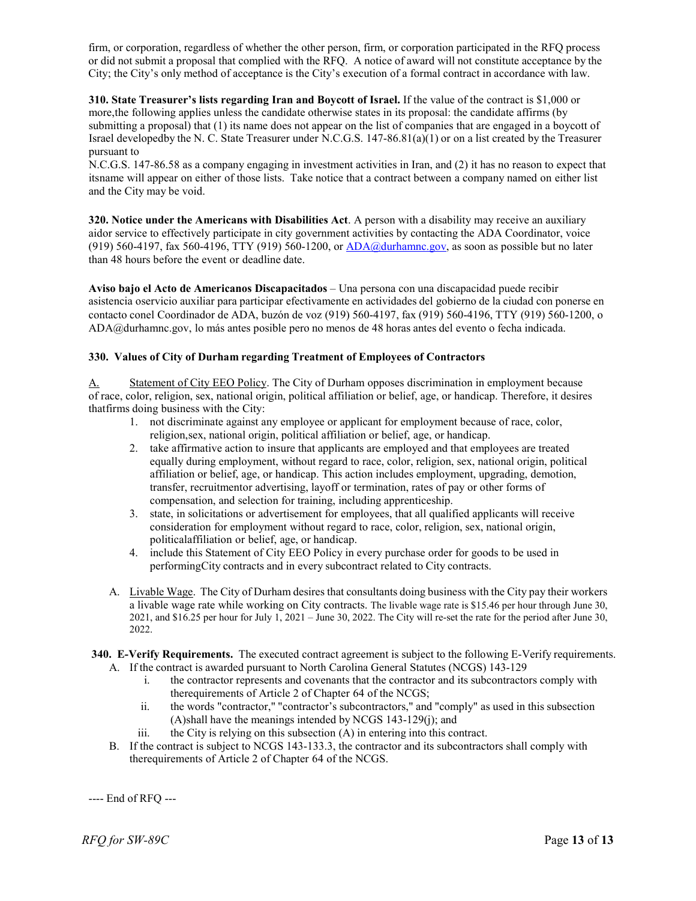firm, or corporation, regardless of whether the other person, firm, or corporation participated in the RFQ process or did not submit a proposal that complied with the RFQ. A notice of award will not constitute acceptance by the City; the City's only method of acceptance is the City's execution of a formal contract in accordance with law.

**310. State Treasurer's lists regarding Iran and Boycott of Israel.** If the value of the contract is $1,000 or more,the following applies unless the candidate otherwise states in its proposal: the candidate affirms (by submitting a proposal) that (1) its name does not appear on the list of companies that are engaged in a boycott of Israel developedby the N. C. State Treasurer under N.C.G.S. 147-86.81(a)(1) or on a list created by the Treasurer pursuant to
N.C.G.S. 147-86.58 as a company engaging in investment activities in Iran, and (2) it has no reason to expect that itsname will appear on either of those lists. Take notice that a contract between a company named on either list and the City may be void.

**320. Notice under the Americans with Disabilities Act**. A person with a disability may receive an auxiliary aidor service to effectively participate in city government activities by contacting the ADA Coordinator, voice (919) 560-4197, fax 560-4196, TTY (919) 560-1200, or ADA@durhamnc.gov, as soon as possible but no later than 48 hours before the event or deadline date.

**Aviso bajo el Acto de Americanos Discapacitados** – Una persona con una discapacidad puede recibir asistencia oservicio auxiliar para participar efectivamente en actividades del gobierno de la ciudad con ponerse en contacto conel Coordinador de ADA, buzón de voz (919) 560-4197, fax (919) 560-4196, TTY (919) 560-1200, o ADA@durhamnc.gov, lo más antes posible pero no menos de 48 horas antes del evento o fecha indicada.

**330. Values of City of Durham regarding Treatment of Employees of Contractors**

A. Statement of City EEO Policy. The City of Durham opposes discrimination in employment because of race, color, religion, sex, national origin, political affiliation or belief, age, or handicap. Therefore, it desires thatfirms doing business with the City:

1. not discriminate against any employee or applicant for employment because of race, color, religion,sex, national origin, political affiliation or belief, age, or handicap.
2. take affirmative action to insure that applicants are employed and that employees are treated equally during employment, without regard to race, color, religion, sex, national origin, political affiliation or belief, age, or handicap. This action includes employment, upgrading, demotion, transfer, recruitmentor advertising, layoff or termination, rates of pay or other forms of compensation, and selection for training, including apprenticeship.
3. state, in solicitations or advertisement for employees, that all qualified applicants will receive consideration for employment without regard to race, color, religion, sex, national origin, politicalaffiliation or belief, age, or handicap.
4. include this Statement of City EEO Policy in every purchase order for goods to be used in performingCity contracts and in every subcontract related to City contracts.

A. Livable Wage. The City of Durham desires that consultants doing business with the City pay their workers a livable wage rate while working on City contracts. The livable wage rate is $15.46 per hour through June 30, 2021, and $16.25 per hour for July 1, 2021 – June 30, 2022. The City will re-set the rate for the period after June 30, 2022.

**340. E-Verify Requirements.** The executed contract agreement is subject to the following E-Verify requirements.

A. If the contract is awarded pursuant to North Carolina General Statutes (NCGS) 143-129
   i. the contractor represents and covenants that the contractor and its subcontractors comply with therequirements of Article 2 of Chapter 64 of the NCGS;
   ii. the words "contractor," "contractor's subcontractors," and "comply" as used in this subsection (A)shall have the meanings intended by NCGS 143-129(j); and
   iii. the City is relying on this subsection (A) in entering into this contract.
B. If the contract is subject to NCGS 143-133.3, the contractor and its subcontractors shall comply with therequirements of Article 2 of Chapter 64 of the NCGS.

---- End of RFQ ---